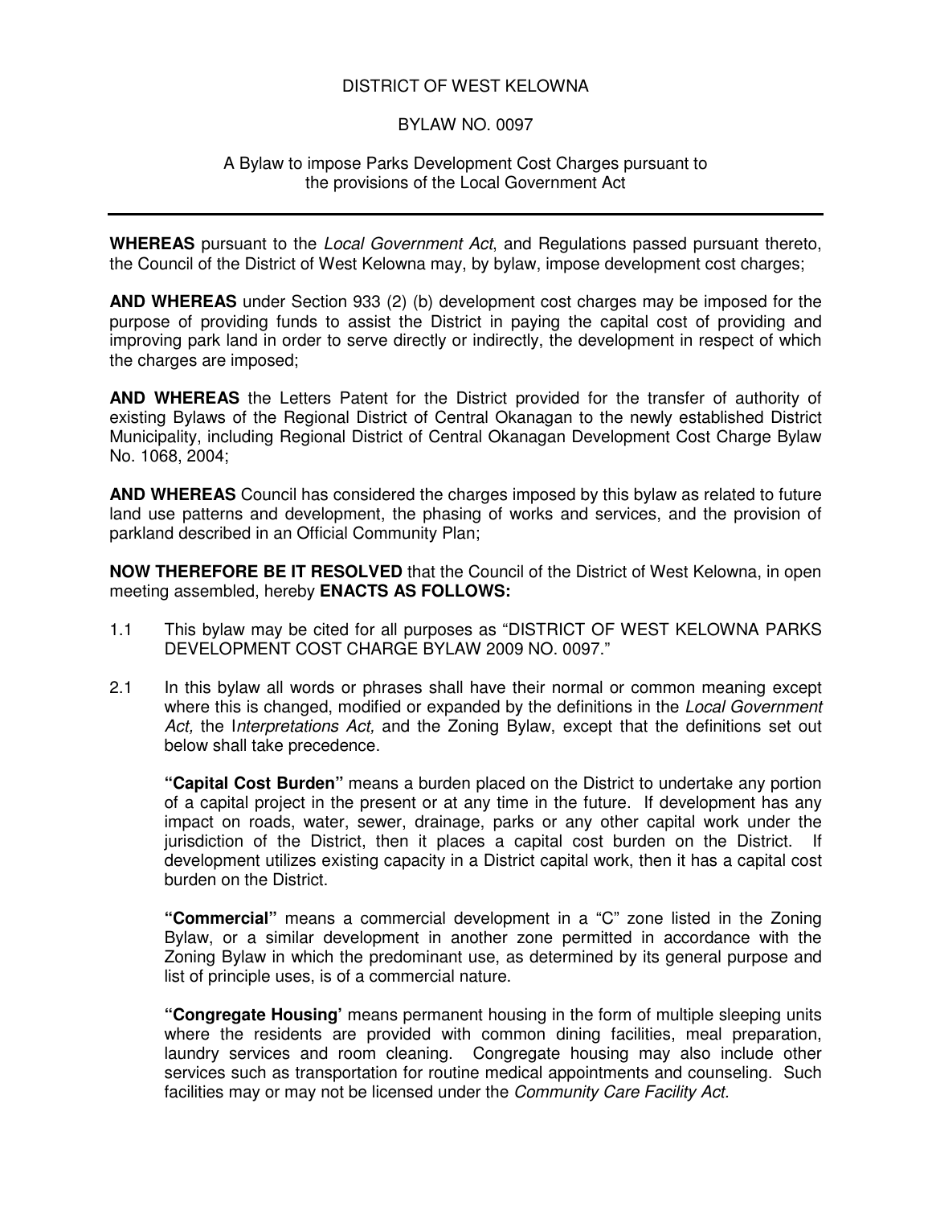# DISTRICT OF WEST KELOWNA

## BYLAW NO. 0097

A Bylaw to impose Parks Development Cost Charges pursuant to the provisions of the Local Government Act

---

**WHEREAS** pursuant to the *Local Government Act*, and Regulations passed pursuant thereto, the Council of the District of West Kelowna may, by bylaw, impose development cost charges;

**AND WHEREAS** under Section 933 (2) (b) development cost charges may be imposed for the purpose of providing funds to assist the District in paying the capital cost of providing and improving park land in order to serve directly or indirectly, the development in respect of which the charges are imposed;

**AND WHEREAS** the Letters Patent for the District provided for the transfer of authority of existing Bylaws of the Regional District of Central Okanagan to the newly established District Municipality, including Regional District of Central Okanagan Development Cost Charge Bylaw No. 1068, 2004;

**AND WHEREAS** Council has considered the charges imposed by this bylaw as related to future land use patterns and development, the phasing of works and services, and the provision of parkland described in an Official Community Plan;

**NOW THEREFORE BE IT RESOLVED** that the Council of the District of West Kelowna, in open meeting assembled, hereby **ENACTS AS FOLLOWS:**

1.1 This bylaw may be cited for all purposes as "DISTRICT OF WEST KELOWNA PARKS DEVELOPMENT COST CHARGE BYLAW 2009 NO. 0097."

2.1 In this bylaw all words or phrases shall have their normal or common meaning except where this is changed, modified or expanded by the definitions in the *Local Government Act,* the I*nterpretations Act,* and the Zoning Bylaw, except that the definitions set out below shall take precedence.

**"Capital Cost Burden"** means a burden placed on the District to undertake any portion of a capital project in the present or at any time in the future. If development has any impact on roads, water, sewer, drainage, parks or any other capital work under the jurisdiction of the District, then it places a capital cost burden on the District. If development utilizes existing capacity in a District capital work, then it has a capital cost burden on the District.

**"Commercial"** means a commercial development in a "C" zone listed in the Zoning Bylaw, or a similar development in another zone permitted in accordance with the Zoning Bylaw in which the predominant use, as determined by its general purpose and list of principle uses, is of a commercial nature.

**"Congregate Housing'** means permanent housing in the form of multiple sleeping units where the residents are provided with common dining facilities, meal preparation, laundry services and room cleaning. Congregate housing may also include other services such as transportation for routine medical appointments and counseling. Such facilities may or may not be licensed under the *Community Care Facility Act*.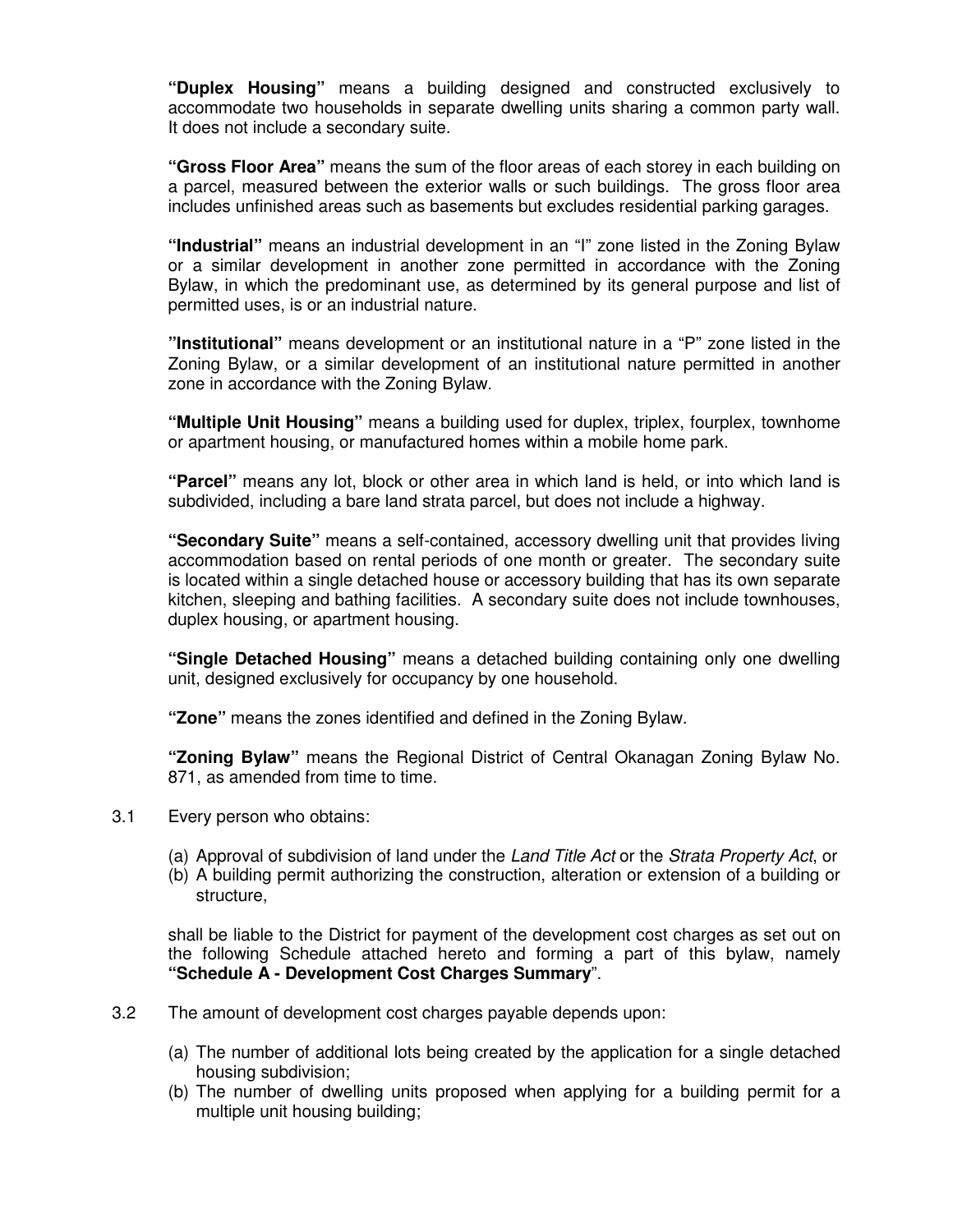**"Duplex Housing"** means a building designed and constructed exclusively to accommodate two households in separate dwelling units sharing a common party wall. It does not include a secondary suite.

**"Gross Floor Area"** means the sum of the floor areas of each storey in each building on a parcel, measured between the exterior walls or such buildings. The gross floor area includes unfinished areas such as basements but excludes residential parking garages.

**"Industrial"** means an industrial development in an "I" zone listed in the Zoning Bylaw or a similar development in another zone permitted in accordance with the Zoning Bylaw, in which the predominant use, as determined by its general purpose and list of permitted uses, is or an industrial nature.

**"Institutional"** means development or an institutional nature in a "P" zone listed in the Zoning Bylaw, or a similar development of an institutional nature permitted in another zone in accordance with the Zoning Bylaw.

**"Multiple Unit Housing"** means a building used for duplex, triplex, fourplex, townhome or apartment housing, or manufactured homes within a mobile home park.

**"Parcel"** means any lot, block or other area in which land is held, or into which land is subdivided, including a bare land strata parcel, but does not include a highway.

**"Secondary Suite"** means a self-contained, accessory dwelling unit that provides living accommodation based on rental periods of one month or greater. The secondary suite is located within a single detached house or accessory building that has its own separate kitchen, sleeping and bathing facilities. A secondary suite does not include townhouses, duplex housing, or apartment housing.

**"Single Detached Housing"** means a detached building containing only one dwelling unit, designed exclusively for occupancy by one household.

**"Zone"** means the zones identified and defined in the Zoning Bylaw.

**"Zoning Bylaw"** means the Regional District of Central Okanagan Zoning Bylaw No. 871, as amended from time to time.

3.1 Every person who obtains:

(a) Approval of subdivision of land under the *Land Title Act* or the *Strata Property Act*, or
(b) A building permit authorizing the construction, alteration or extension of a building or structure,

shall be liable to the District for payment of the development cost charges as set out on the following Schedule attached hereto and forming a part of this bylaw, namely **"Schedule A - Development Cost Charges Summary"**.

3.2 The amount of development cost charges payable depends upon:

(a) The number of additional lots being created by the application for a single detached housing subdivision;
(b) The number of dwelling units proposed when applying for a building permit for a multiple unit housing building;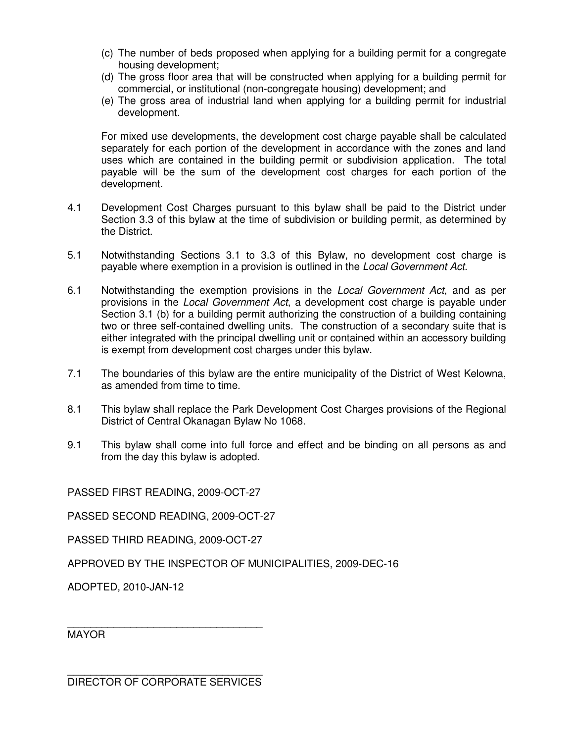(c) The number of beds proposed when applying for a building permit for a congregate housing development;

(d) The gross floor area that will be constructed when applying for a building permit for commercial, or institutional (non-congregate housing) development; and

(e) The gross area of industrial land when applying for a building permit for industrial development.

For mixed use developments, the development cost charge payable shall be calculated separately for each portion of the development in accordance with the zones and land uses which are contained in the building permit or subdivision application. The total payable will be the sum of the development cost charges for each portion of the development.

4.1 Development Cost Charges pursuant to this bylaw shall be paid to the District under Section 3.3 of this bylaw at the time of subdivision or building permit, as determined by the District.

5.1 Notwithstanding Sections 3.1 to 3.3 of this Bylaw, no development cost charge is payable where exemption in a provision is outlined in the *Local Government Act*.

6.1 Notwithstanding the exemption provisions in the *Local Government Act*, and as per provisions in the *Local Government Act*, a development cost charge is payable under Section 3.1 (b) for a building permit authorizing the construction of a building containing two or three self-contained dwelling units. The construction of a secondary suite that is either integrated with the principal dwelling unit or contained within an accessory building is exempt from development cost charges under this bylaw.

7.1 The boundaries of this bylaw are the entire municipality of the District of West Kelowna, as amended from time to time.

8.1 This bylaw shall replace the Park Development Cost Charges provisions of the Regional District of Central Okanagan Bylaw No 1068.

9.1 This bylaw shall come into full force and effect and be binding on all persons as and from the day this bylaw is adopted.

PASSED FIRST READING, 2009-OCT-27

PASSED SECOND READING, 2009-OCT-27

PASSED THIRD READING, 2009-OCT-27

APPROVED BY THE INSPECTOR OF MUNICIPALITIES, 2009-DEC-16

ADOPTED, 2010-JAN-12

\_\_\_\_\_\_\_\_\_\_\_\_\_\_\_\_\_\_\_\_\_\_\_\_\_\_\_\_\_\_\_\_\_\_\_

MAYOR

\_\_\_\_\_\_\_\_\_\_\_\_\_\_\_\_\_\_\_\_\_\_\_\_\_\_\_\_\_\_\_\_\_\_\_

DIRECTOR OF CORPORATE SERVICES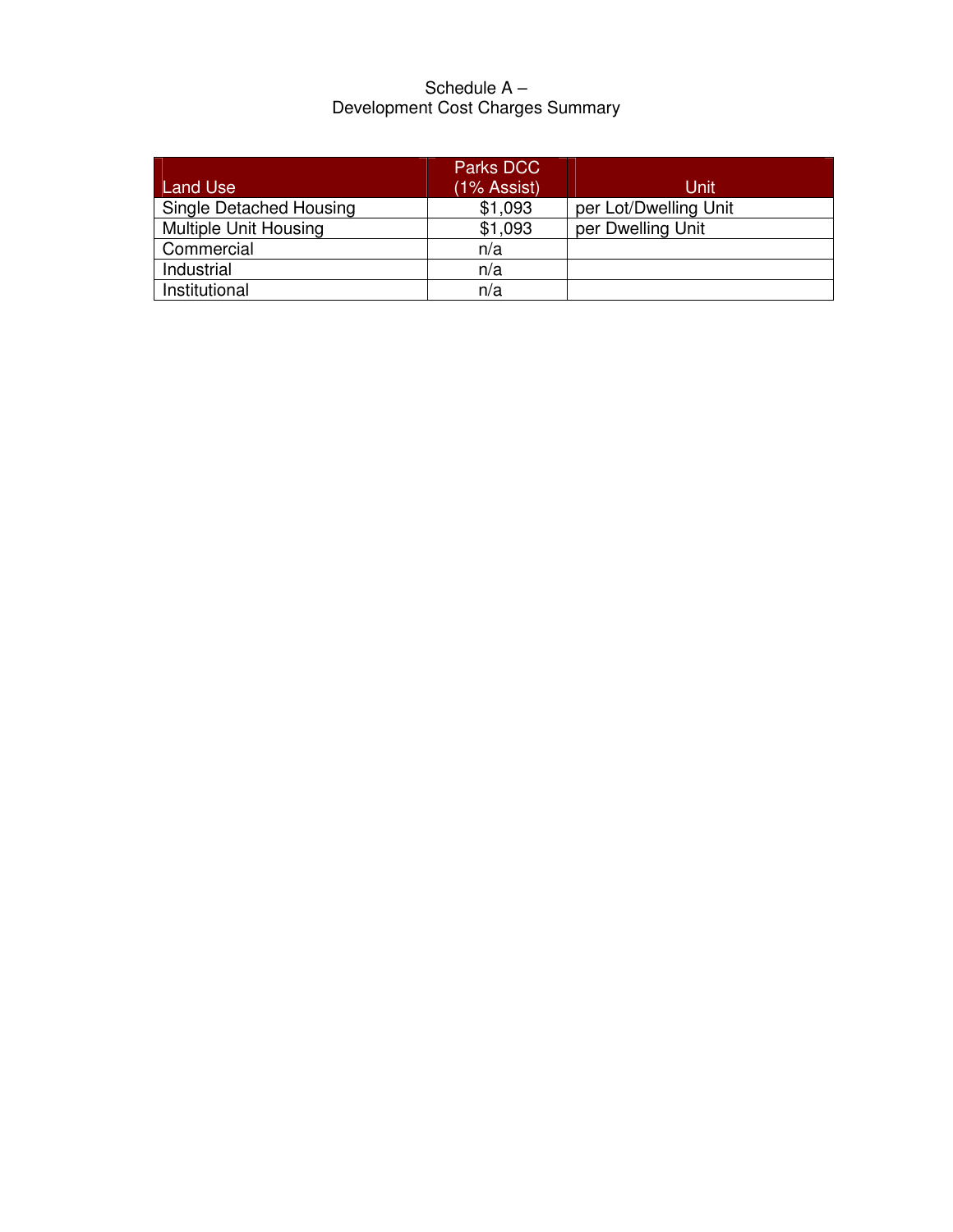# Schedule A – Development Cost Charges Summary

| Land Use | Parks DCC (1% Assist) | Unit |
|---|---|---|
| Single Detached Housing | $1,093 | per Lot/Dwelling Unit |
| Multiple Unit Housing | $1,093 | per Dwelling Unit |
| Commercial | n/a | |
| Industrial | n/a | |
| Institutional | n/a | |